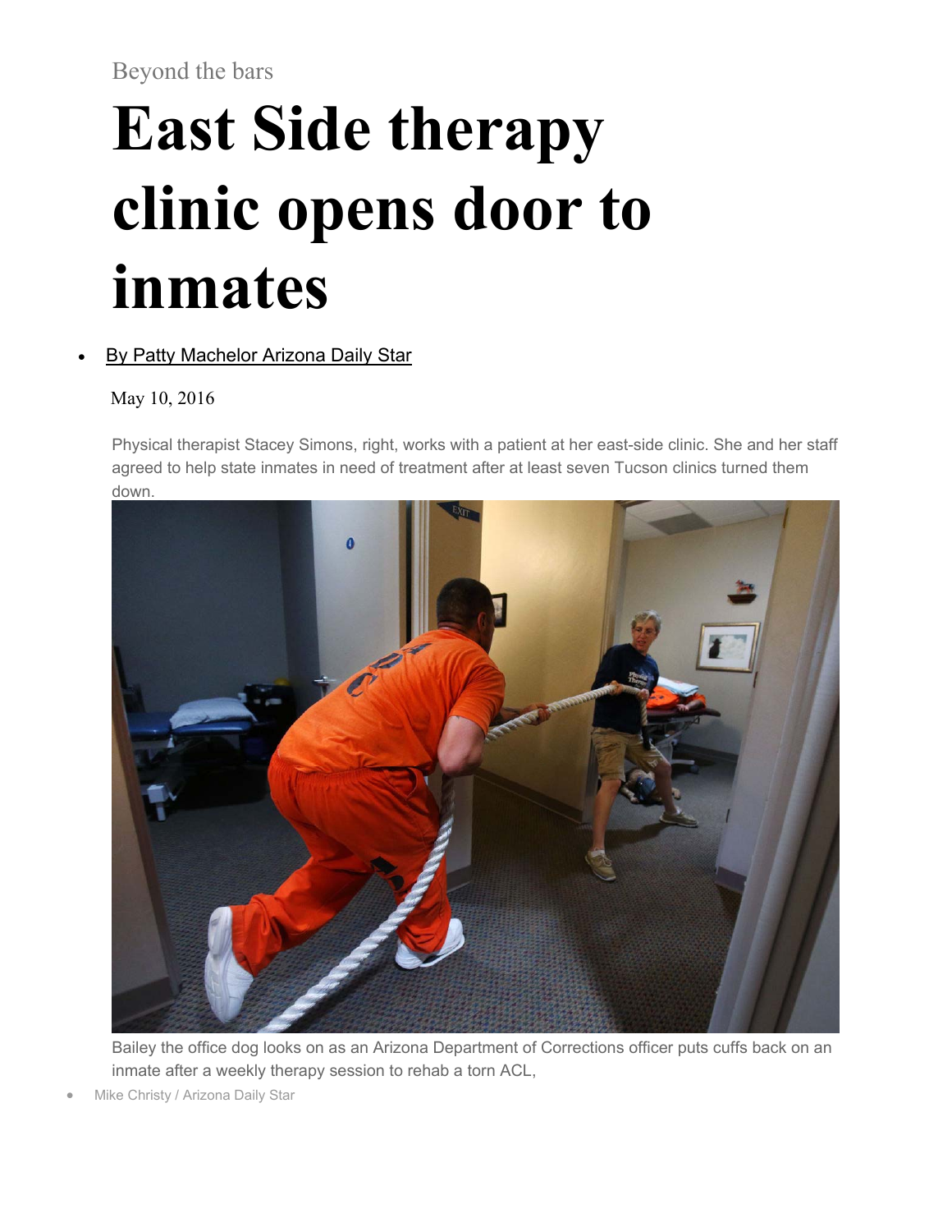Beyond the bars

# East Side therapy clinic opens door to inmates

- By Patty Machelor Arizona Daily Star

May 10, 2016

Physical therapist Stacey Simons, right, works with a patient at her east-side clinic. She and her staff agreed to help state inmates in need of treatment after at least seven Tucson clinics turned them down.

Bailey the office dog looks on as an Arizona Department of Corrections officer puts cuffs back on an inmate after a weekly therapy session to rehab a torn ACL,

- Mike Christy / Arizona Daily Star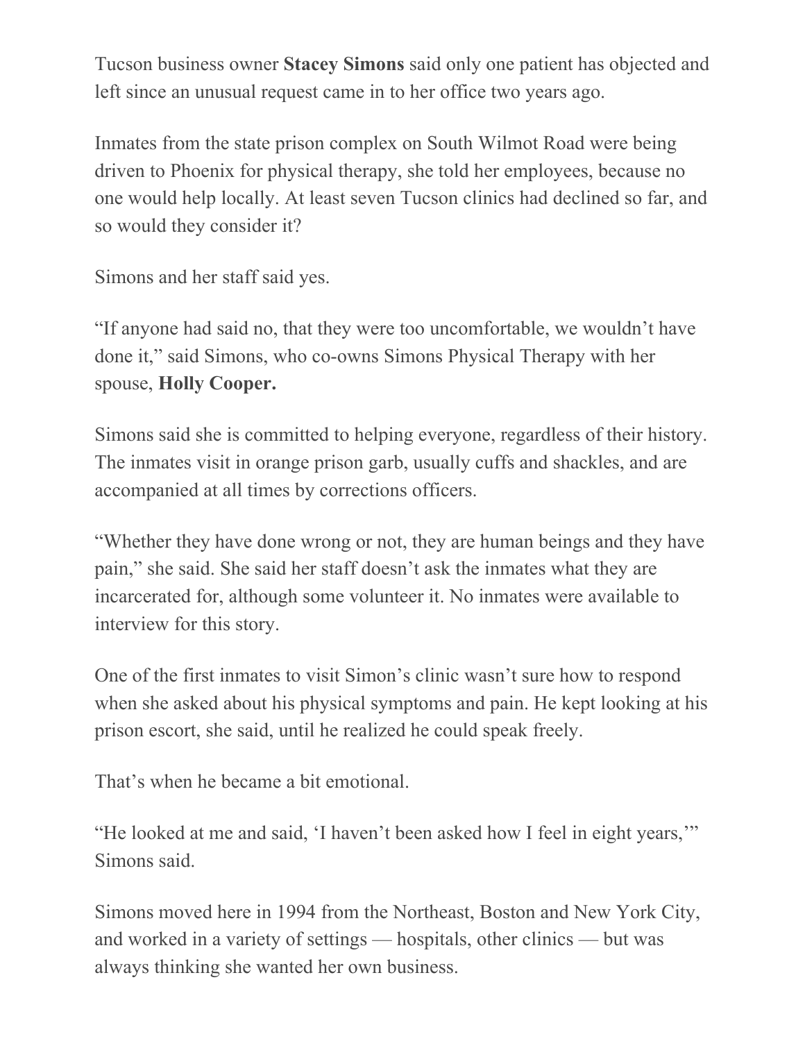Tucson business owner **Stacey Simons** said only one patient has objected and left since an unusual request came in to her office two years ago.

Inmates from the state prison complex on South Wilmot Road were being driven to Phoenix for physical therapy, she told her employees, because no one would help locally. At least seven Tucson clinics had declined so far, and so would they consider it?

Simons and her staff said yes.

"If anyone had said no, that they were too uncomfortable, we wouldn't have done it," said Simons, who co-owns Simons Physical Therapy with her spouse, **Holly Cooper.**

Simons said she is committed to helping everyone, regardless of their history. The inmates visit in orange prison garb, usually cuffs and shackles, and are accompanied at all times by corrections officers.

"Whether they have done wrong or not, they are human beings and they have pain," she said. She said her staff doesn't ask the inmates what they are incarcerated for, although some volunteer it. No inmates were available to interview for this story.

One of the first inmates to visit Simon's clinic wasn't sure how to respond when she asked about his physical symptoms and pain. He kept looking at his prison escort, she said, until he realized he could speak freely.

That's when he became a bit emotional.

"He looked at me and said, 'I haven't been asked how I feel in eight years,'" Simons said.

Simons moved here in 1994 from the Northeast, Boston and New York City, and worked in a variety of settings — hospitals, other clinics — but was always thinking she wanted her own business.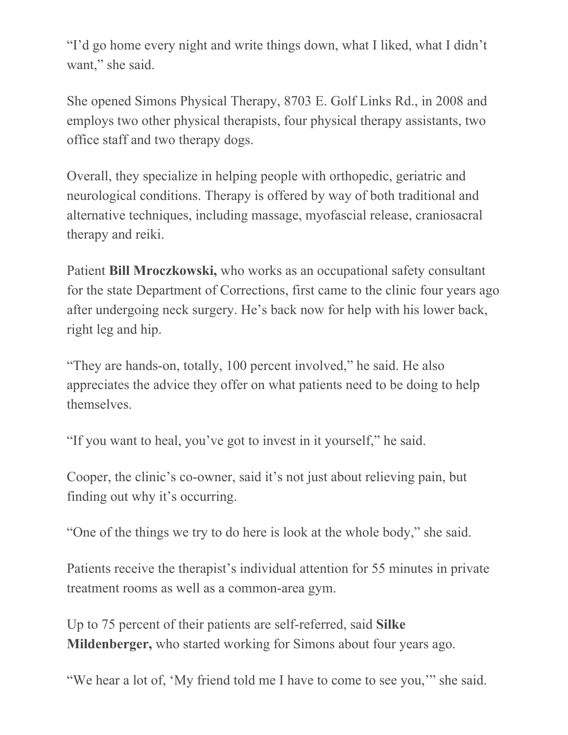“I’d go home every night and write things down, what I liked, what I didn’t want,” she said.

She opened Simons Physical Therapy, 8703 E. Golf Links Rd., in 2008 and employs two other physical therapists, four physical therapy assistants, two office staff and two therapy dogs.

Overall, they specialize in helping people with orthopedic, geriatric and neurological conditions. Therapy is offered by way of both traditional and alternative techniques, including massage, myofascial release, craniosacral therapy and reiki.

Patient **Bill Mroczkowski,** who works as an occupational safety consultant for the state Department of Corrections, first came to the clinic four years ago after undergoing neck surgery. He’s back now for help with his lower back, right leg and hip.

“They are hands-on, totally, 100 percent involved,” he said. He also appreciates the advice they offer on what patients need to be doing to help themselves.

“If you want to heal, you’ve got to invest in it yourself,” he said.

Cooper, the clinic’s co-owner, said it’s not just about relieving pain, but finding out why it’s occurring.

“One of the things we try to do here is look at the whole body,” she said.

Patients receive the therapist’s individual attention for 55 minutes in private treatment rooms as well as a common-area gym.

Up to 75 percent of their patients are self-referred, said **Silke Mildenberger,** who started working for Simons about four years ago.

“We hear a lot of, ‘My friend told me I have to come to see you,’” she said.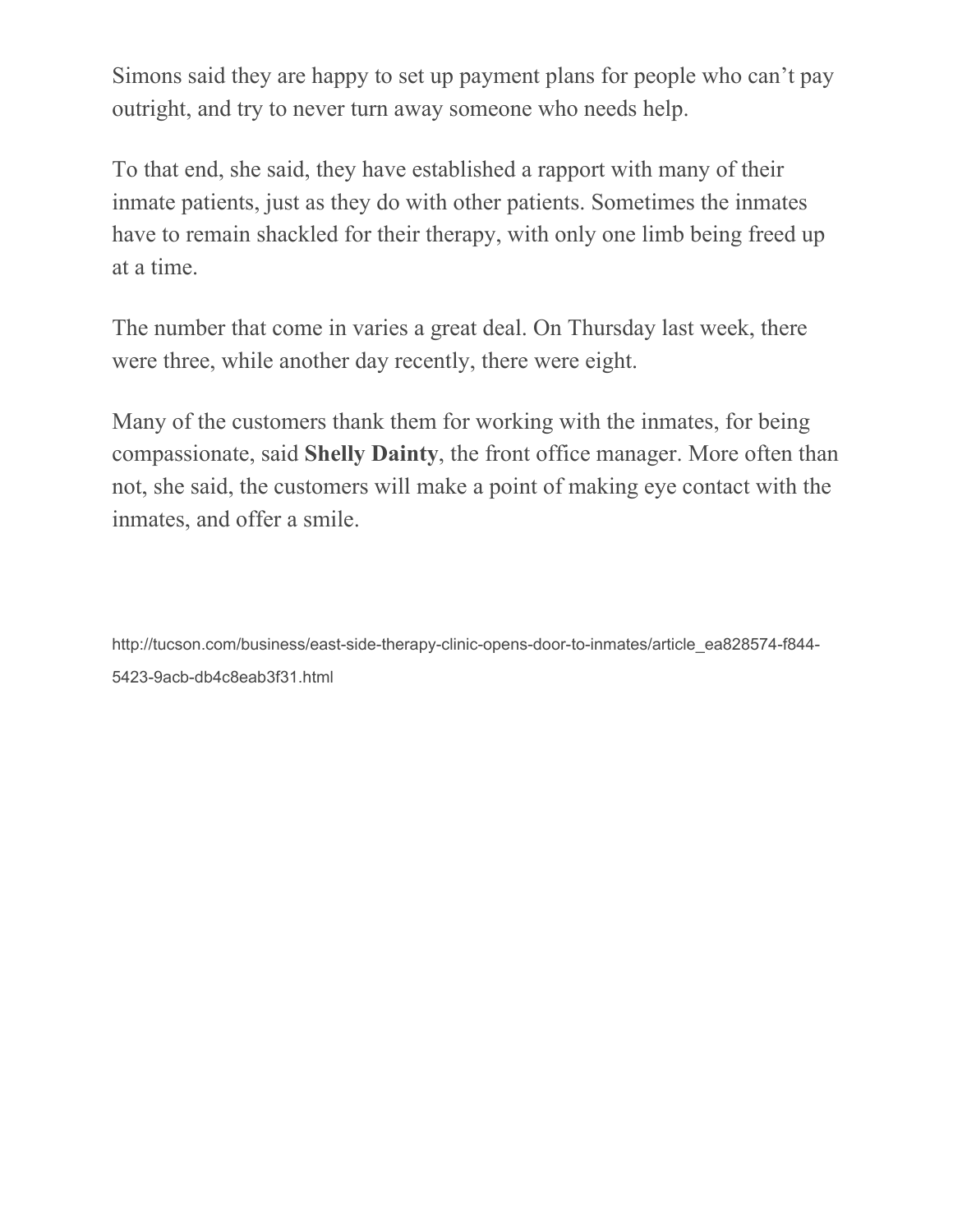Simons said they are happy to set up payment plans for people who can't pay outright, and try to never turn away someone who needs help.

To that end, she said, they have established a rapport with many of their inmate patients, just as they do with other patients. Sometimes the inmates have to remain shackled for their therapy, with only one limb being freed up at a time.

The number that come in varies a great deal. On Thursday last week, there were three, while another day recently, there were eight.

Many of the customers thank them for working with the inmates, for being compassionate, said **Shelly Dainty**, the front office manager. More often than not, she said, the customers will make a point of making eye contact with the inmates, and offer a smile.

http://tucson.com/business/east-side-therapy-clinic-opens-door-to-inmates/article_ea828574-f844-5423-9acb-db4c8eab3f31.html